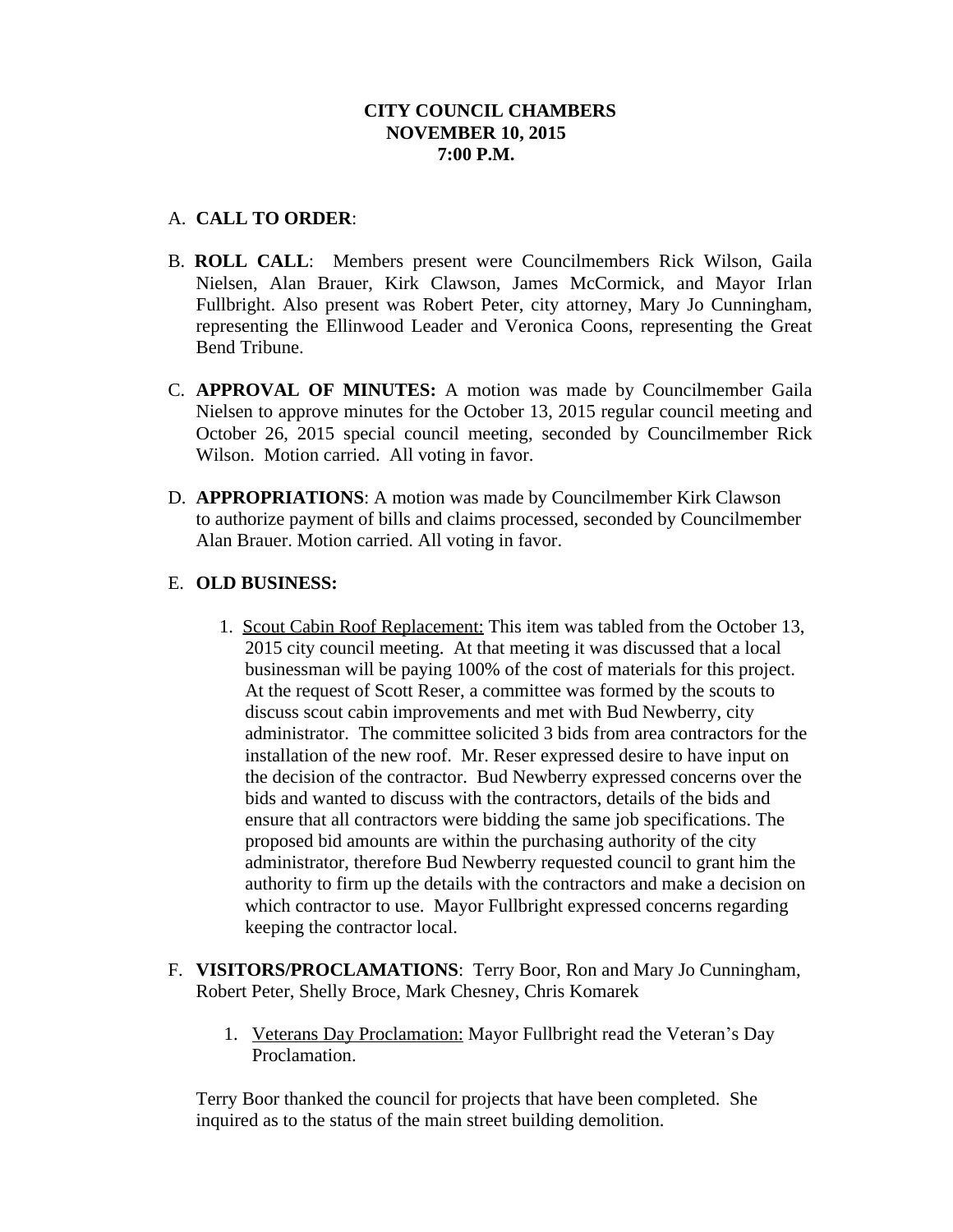# CITY COUNCIL CHAMBERS
## NOVEMBER 10, 2015
## 7:00 P.M.

A. **CALL TO ORDER**:

B. **ROLL CALL**: Members present were Councilmembers Rick Wilson, Gaila Nielsen, Alan Brauer, Kirk Clawson, James McCormick, and Mayor Irlan Fullbright. Also present was Robert Peter, city attorney, Mary Jo Cunningham, representing the Ellinwood Leader and Veronica Coons, representing the Great Bend Tribune.

C. **APPROVAL OF MINUTES:** A motion was made by Councilmember Gaila Nielsen to approve minutes for the October 13, 2015 regular council meeting and October 26, 2015 special council meeting, seconded by Councilmember Rick Wilson. Motion carried. All voting in favor.

D. **APPROPRIATIONS**: A motion was made by Councilmember Kirk Clawson to authorize payment of bills and claims processed, seconded by Councilmember Alan Brauer. Motion carried. All voting in favor.

E. **OLD BUSINESS:**

1. Scout Cabin Roof Replacement: This item was tabled from the October 13, 2015 city council meeting. At that meeting it was discussed that a local businessman will be paying 100% of the cost of materials for this project. At the request of Scott Reser, a committee was formed by the scouts to discuss scout cabin improvements and met with Bud Newberry, city administrator. The committee solicited 3 bids from area contractors for the installation of the new roof. Mr. Reser expressed desire to have input on the decision of the contractor. Bud Newberry expressed concerns over the bids and wanted to discuss with the contractors, details of the bids and ensure that all contractors were bidding the same job specifications. The proposed bid amounts are within the purchasing authority of the city administrator, therefore Bud Newberry requested council to grant him the authority to firm up the details with the contractors and make a decision on which contractor to use. Mayor Fullbright expressed concerns regarding keeping the contractor local.

F. **VISITORS/PROCLAMATIONS**: Terry Boor, Ron and Mary Jo Cunningham, Robert Peter, Shelly Broce, Mark Chesney, Chris Komarek

1. Veterans Day Proclamation: Mayor Fullbright read the Veteran's Day Proclamation.

Terry Boor thanked the council for projects that have been completed. She inquired as to the status of the main street building demolition.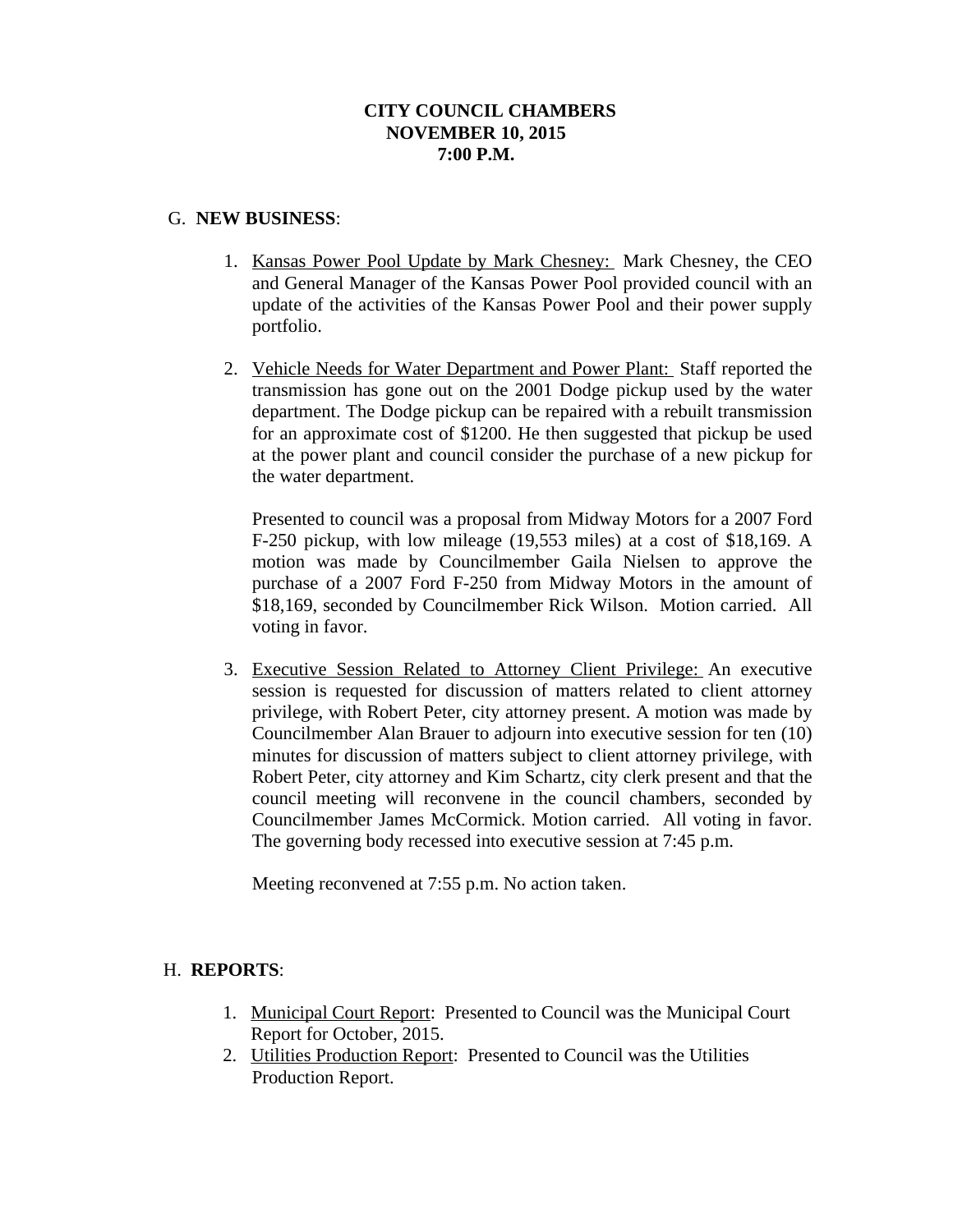**CITY COUNCIL CHAMBERS**
**NOVEMBER 10, 2015**
**7:00 P.M.**

G. **NEW BUSINESS**:

1. Kansas Power Pool Update by Mark Chesney: Mark Chesney, the CEO and General Manager of the Kansas Power Pool provided council with an update of the activities of the Kansas Power Pool and their power supply portfolio.

2. Vehicle Needs for Water Department and Power Plant: Staff reported the transmission has gone out on the 2001 Dodge pickup used by the water department. The Dodge pickup can be repaired with a rebuilt transmission for an approximate cost of $1200. He then suggested that pickup be used at the power plant and council consider the purchase of a new pickup for the water department.

   Presented to council was a proposal from Midway Motors for a 2007 Ford F-250 pickup, with low mileage (19,553 miles) at a cost of $18,169. A motion was made by Councilmember Gaila Nielsen to approve the purchase of a 2007 Ford F-250 from Midway Motors in the amount of $18,169, seconded by Councilmember Rick Wilson. Motion carried. All voting in favor.

3. Executive Session Related to Attorney Client Privilege: An executive session is requested for discussion of matters related to client attorney privilege, with Robert Peter, city attorney present. A motion was made by Councilmember Alan Brauer to adjourn into executive session for ten (10) minutes for discussion of matters subject to client attorney privilege, with Robert Peter, city attorney and Kim Schartz, city clerk present and that the council meeting will reconvene in the council chambers, seconded by Councilmember James McCormick. Motion carried. All voting in favor. The governing body recessed into executive session at 7:45 p.m.

   Meeting reconvened at 7:55 p.m. No action taken.

H. **REPORTS**:

1. Municipal Court Report: Presented to Council was the Municipal Court Report for October, 2015.
2. Utilities Production Report: Presented to Council was the Utilities Production Report.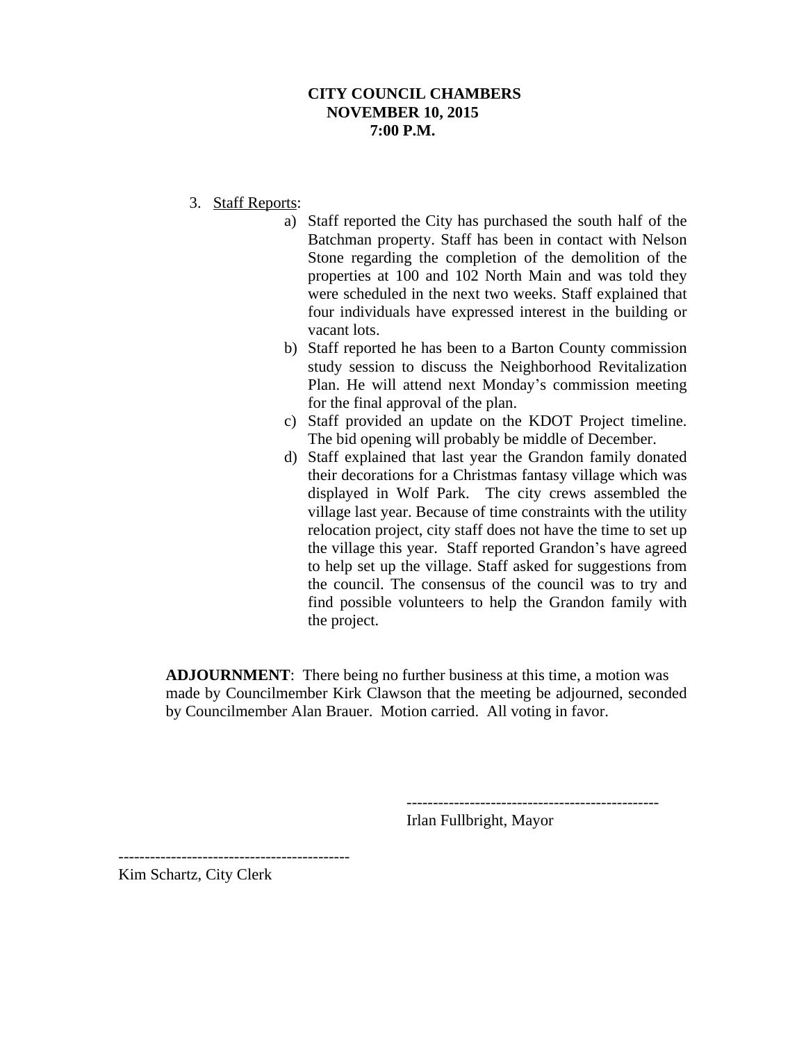**CITY COUNCIL CHAMBERS**
**NOVEMBER 10, 2015**
**7:00 P.M.**

3. Staff Reports:
   a) Staff reported the City has purchased the south half of the Batchman property. Staff has been in contact with Nelson Stone regarding the completion of the demolition of the properties at 100 and 102 North Main and was told they were scheduled in the next two weeks. Staff explained that four individuals have expressed interest in the building or vacant lots.
   b) Staff reported he has been to a Barton County commission study session to discuss the Neighborhood Revitalization Plan. He will attend next Monday's commission meeting for the final approval of the plan.
   c) Staff provided an update on the KDOT Project timeline. The bid opening will probably be middle of December.
   d) Staff explained that last year the Grandon family donated their decorations for a Christmas fantasy village which was displayed in Wolf Park. The city crews assembled the village last year. Because of time constraints with the utility relocation project, city staff does not have the time to set up the village this year. Staff reported Grandon's have agreed to help set up the village. Staff asked for suggestions from the council. The consensus of the council was to try and find possible volunteers to help the Grandon family with the project.

**ADJOURNMENT**: There being no further business at this time, a motion was made by Councilmember Kirk Clawson that the meeting be adjourned, seconded by Councilmember Alan Brauer. Motion carried. All voting in favor.

------------------------------------------------
Irlan Fullbright, Mayor

--------------------------------------------
Kim Schartz, City Clerk